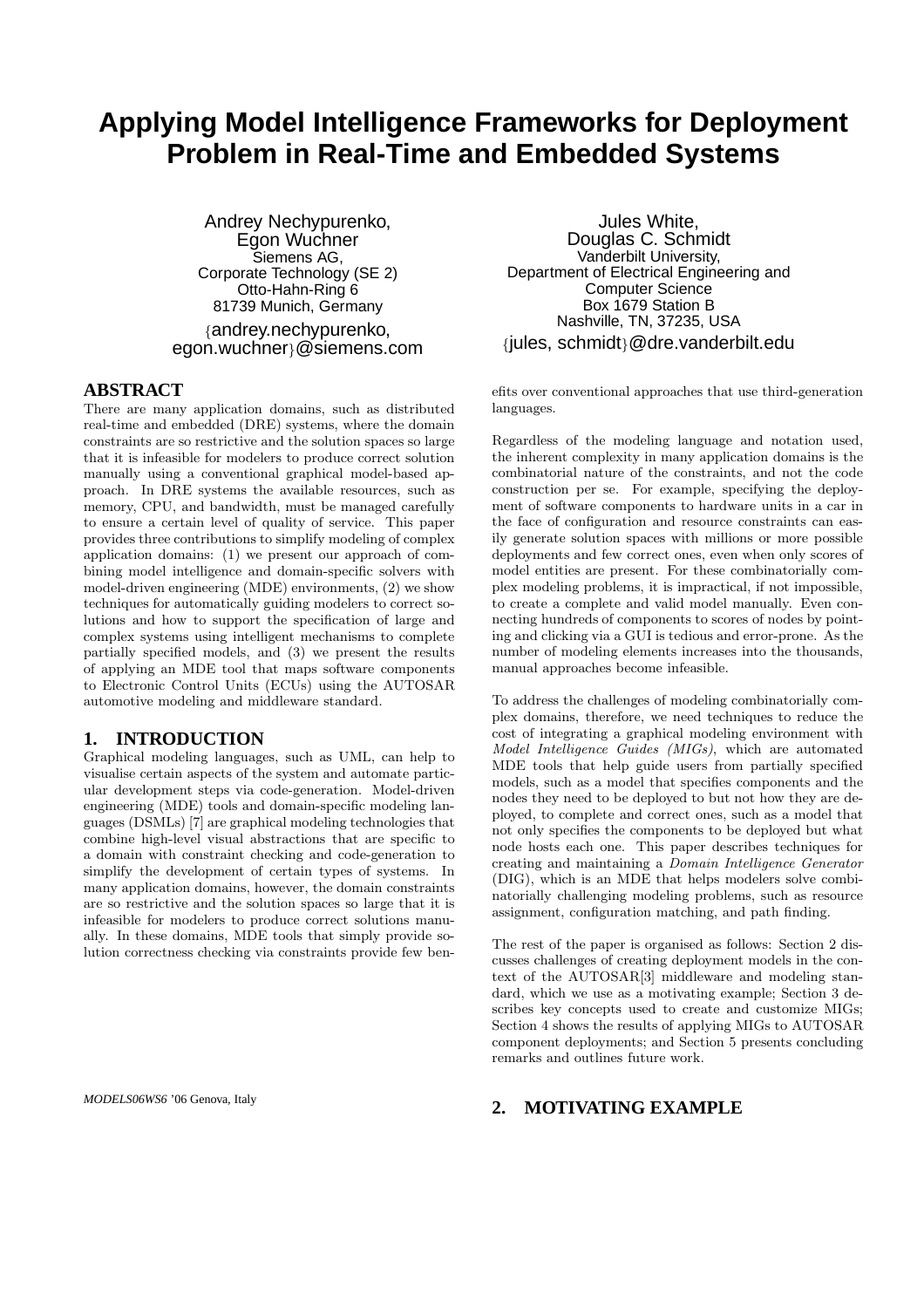# Applying Model Intelligence Frameworks for Deployment Problem in Real-Time and Embedded Systems

Andrey Nechypurenko, Egon Wuchner
Siemens AG,
Corporate Technology (SE 2)
Otto-Hahn-Ring 6
81739 Munich, Germany
{andrey.nechypurenko, egon.wuchner}@siemens.com

Jules White, Douglas C. Schmidt
Vanderbilt University,
Department of Electrical Engineering and Computer Science
Box 1679 Station B
Nashville, TN, 37235, USA
{jules, schmidt}@dre.vanderbilt.edu

## ABSTRACT

There are many application domains, such as distributed real-time and embedded (DRE) systems, where the domain constraints are so restrictive and the solution spaces so large that it is infeasible for modelers to produce correct solution manually using a conventional graphical model-based approach. In DRE systems the available resources, such as memory, CPU, and bandwidth, must be managed carefully to ensure a certain level of quality of service. This paper provides three contributions to simplify modeling of complex application domains: (1) we present our approach of combining model intelligence and domain-specific solvers with model-driven engineering (MDE) environments, (2) we show techniques for automatically guiding modelers to correct solutions and how to support the specification of large and complex systems using intelligent mechanisms to complete partially specified models, and (3) we present the results of applying an MDE tool that maps software components to Electronic Control Units (ECUs) using the AUTOSAR automotive modeling and middleware standard.

## 1. INTRODUCTION

Graphical modeling languages, such as UML, can help to visualise certain aspects of the system and automate particular development steps via code-generation. Model-driven engineering (MDE) tools and domain-specific modeling languages (DSMLs) [7] are graphical modeling technologies that combine high-level visual abstractions that are specific to a domain with constraint checking and code-generation to simplify the development of certain types of systems. In many application domains, however, the domain constraints are so restrictive and the solution spaces so large that it is infeasible for modelers to produce correct solutions manually. In these domains, MDE tools that simply provide solution correctness checking via constraints provide few benefits over conventional approaches that use third-generation languages.

Regardless of the modeling language and notation used, the inherent complexity in many application domains is the combinatorial nature of the constraints, and not the code construction per se. For example, specifying the deployment of software components to hardware units in a car in the face of configuration and resource constraints can easily generate solution spaces with millions or more possible deployments and few correct ones, even when only scores of model entities are present. For these combinatorially complex modeling problems, it is impractical, if not impossible, to create a complete and valid model manually. Even connecting hundreds of components to scores of nodes by pointing and clicking via a GUI is tedious and error-prone. As the number of modeling elements increases into the thousands, manual approaches become infeasible.

To address the challenges of modeling combinatorially complex domains, therefore, we need techniques to reduce the cost of integrating a graphical modeling environment with *Model Intelligence Guides (MIGs)*, which are automated MDE tools that help guide users from partially specified models, such as a model that specifies components and the nodes they need to be deployed to but not how they are deployed, to complete and correct ones, such as a model that not only specifies the components to be deployed but what node hosts each one. This paper describes techniques for creating and maintaining a *Domain Intelligence Generator* (DIG), which is an MDE that helps modelers solve combinatorially challenging modeling problems, such as resource assignment, configuration matching, and path finding.

The rest of the paper is organised as follows: Section 2 discusses challenges of creating deployment models in the context of the AUTOSAR[3] middleware and modeling standard, which we use as a motivating example; Section 3 describes key concepts used to create and customize MIGs; Section 4 shows the results of applying MIGs to AUTOSAR component deployments; and Section 5 presents concluding remarks and outlines future work.

*MODELS06WS6* '06 Genova, Italy

## 2. MOTIVATING EXAMPLE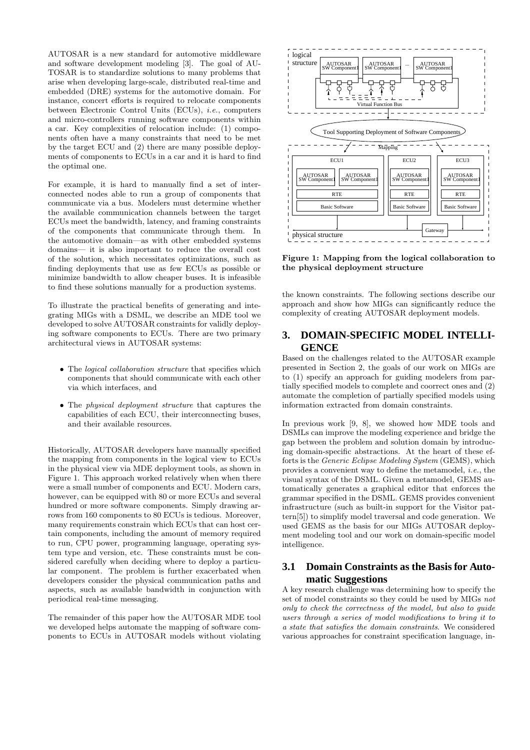AUTOSAR is a new standard for automotive middleware and software development modeling [3]. The goal of AUTOSAR is to standardize solutions to many problems that arise when developing large-scale, distributed real-time and embedded (DRE) systems for the automotive domain. For instance, concert efforts is required to relocate components between Electronic Control Units (ECUs), *i.e.*, computers and micro-controllers running software components within a car. Key complexities of relocation include: (1) components often have a many constraints that need to be met by the target ECU and (2) there are many possible deployments of components to ECUs in a car and it is hard to find the optimal one.

For example, it is hard to manually find a set of interconnected nodes able to run a group of components that communicate via a bus. Modelers must determine whether the available communication channels between the target ECUs meet the bandwidth, latency, and framing constraints of the components that communicate through them. In the automotive domain—as with other embedded systems domains— it is also important to reduce the overall cost of the solution, which necessitates optimizations, such as finding deployments that use as few ECUs as possible or minimize bandwidth to allow cheaper buses. It is infeasible to find these solutions manually for a production systems.

To illustrate the practical benefits of generating and integrating MIGs with a DSML, we describe an MDE tool we developed to solve AUTOSAR constraints for validly deploying software components to ECUs. There are two primary architectural views in AUTOSAR systems:

- The *logical collaboration structure* that specifies which components that should communicate with each other via which interfaces, and
- The *physical deployment structure* that captures the capabilities of each ECU, their interconnecting buses, and their available resources.

Historically, AUTOSAR developers have manually specified the mapping from components in the logical view to ECUs in the physical view via MDE deployment tools, as shown in Figure 1. This approach worked relatively when when there were a small number of components and ECU. Modern cars, however, can be equipped with 80 or more ECUs and several hundred or more software components. Simply drawing arrows from 160 components to 80 ECUs is tedious. Moreover, many requirements constrain which ECUs that can host certain components, including the amount of memory required to run, CPU power, programming language, operating system type and version, etc. These constraints must be considered carefully when deciding where to deploy a particular component. The problem is further exacerbated when developers consider the physical communication paths and aspects, such as available bandwidth in conjunction with periodical real-time messaging.

The remainder of this paper how the AUTOSAR MDE tool we developed helps automate the mapping of software components to ECUs in AUTOSAR models without violating the known constraints. The following sections describe our approach and show how MIGs can significantly reduce the complexity of creating AUTOSAR deployment models.

**Figure 1: Mapping from the logical collaboration to the physical deployment structure**

## 3. DOMAIN-SPECIFIC MODEL INTELLIGENCE

Based on the challenges related to the AUTOSAR example presented in Section 2, the goals of our work on MIGs are to (1) specify an approach for guiding modelers from partially specified models to complete and coorrect ones and (2) automate the completion of partially specified models using information extracted from domain constraints.

In previous work [9, 8], we showed how MDE tools and DSMLs can improve the modeling experience and bridge the gap between the problem and solution domain by introducing domain-specific abstractions. At the heart of these efforts is the *Generic Eclipse Modeling System* (GEMS), which provides a convenient way to define the metamodel, *i.e.*, the visual syntax of the DSML. Given a metamodel, GEMS automatically generates a graphical editor that enforces the grammar specified in the DSML. GEMS provides convenient infrastructure (such as built-in support for the Visitor pattern[5]) to simplify model traversal and code generation. We used GEMS as the basis for our MIGs AUTOSAR deployment modeling tool and our work on domain-specific model intelligence.

### 3.1 Domain Constraints as the Basis for Automatic Suggestions

A key research challenge was determining how to specify the set of model constraints so they could be used by MIGs *not only to check the correctness of the model, but also to guide users through a series of model modifications to bring it to a state that satisfies the domain constraints*. We considered various approaches for constraint specification language, in-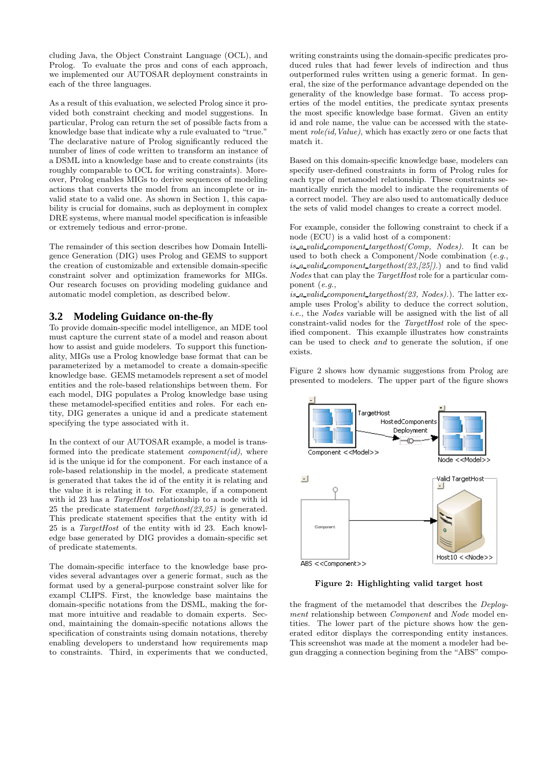cluding Java, the Object Constraint Language (OCL), and Prolog. To evaluate the pros and cons of each approach, we implemented our AUTOSAR deployment constraints in each of the three languages.

As a result of this evaluation, we selected Prolog since it provided both constraint checking and model suggestions. In particular, Prolog can return the set of possible facts from a knowledge base that indicate why a rule evaluated to "true." The declarative nature of Prolog significantly reduced the number of lines of code written to transform an instance of a DSML into a knowledge base and to create constraints (its roughly comparable to OCL for writing constraints). Moreover, Prolog enables MIGs to derive sequences of modeling actions that converts the model from an incomplete or invalid state to a valid one. As shown in Section 1, this capability is crucial for domains, such as deployment in complex DRE systems, where manual model specification is infeasible or extremely tedious and error-prone.

The remainder of this section describes how Domain Intelligence Generation (DIG) uses Prolog and GEMS to support the creation of customizable and extensible domain-specific constraint solver and optimization frameworks for MIGs. Our research focuses on providing modeling guidance and automatic model completion, as described below.

## 3.2 Modeling Guidance on-the-fly

To provide domain-specific model intelligence, an MDE tool must capture the current state of a model and reason about how to assist and guide modelers. To support this functionality, MIGs use a Prolog knowledge base format that can be parameterized by a metamodel to create a domain-specific knowledge base. GEMS metamodels represent a set of model entities and the role-based relationships between them. For each model, DIG populates a Prolog knowledge base using these metamodel-specified entities and roles. For each entity, DIG generates a unique id and a predicate statement specifying the type associated with it.

In the context of our AUTOSAR example, a model is transformed into the predicate statement *component(id)*, where id is the unique id for the component. For each instance of a role-based relationship in the model, a predicate statement is generated that takes the id of the entity it is relating and the value it is relating it to. For example, if a component with id 23 has a *TargetHost* relationship to a node with id 25 the predicate statement *targethost(23,25)* is generated. This predicate statement specifies that the entity with id 25 is a *TargetHost* of the entity with id 23. Each knowledge base generated by DIG provides a domain-specific set of predicate statements.

The domain-specific interface to the knowledge base provides several advantages over a generic format, such as the format used by a general-purpose constraint solver like for exampl CLIPS. First, the knowledge base maintains the domain-specific notations from the DSML, making the format more intuitive and readable to domain experts. Second, maintaining the domain-specific notations allows the specification of constraints using domain notations, thereby enabling developers to understand how requirements map to constraints. Third, in experiments that we conducted, writing constraints using the domain-specific predicates produced rules that had fewer levels of indirection and thus outperformed rules written using a generic format. In general, the size of the performance advantage depended on the generality of the knowledge base format. To access properties of the model entities, the predicate syntax presents the most specific knowledge base format. Given an entity id and role name, the value can be accessed with the statement *role(id,Value)*, which has exactly zero or one facts that match it.

Based on this domain-specific knowledge base, modelers can specify user-defined constraints in form of Prolog rules for each type of metamodel relationship. These constraints semantically enrich the model to indicate the requirements of a correct model. They are also used to automatically deduce the sets of valid model changes to create a correct model.

For example, consider the following constraint to check if a node (ECU) is a valid host of a component: *is_a_valid_component_targethost(Comp, Nodes)*. It can be used to both check a Component/Node combination (*e.g.*, *is_a_valid_component_targethost(23,[25])*.) and to find valid *Nodes* that can play the *TargetHost* role for a particular component (*e.g.*, *is_a_valid_component_targethost(23, Nodes)*.). The latter example uses Prolog's ability to deduce the correct solution, *i.e.*, the *Nodes* variable will be assigned with the list of all constraint-valid nodes for the *TargetHost* role of the specified component. This example illustrates how constraints can be used to check *and* to generate the solution, if one exists.

Figure 2 shows how dynamic suggestions from Prolog are presented to modelers. The upper part of the figure shows

**Figure 2: Highlighting valid target host**

the fragment of the metamodel that describes the *Deployment* relationship between *Component* and *Node* model entities. The lower part of the picture shows how the generated editor displays the corresponding entity instances. This screenshot was made at the moment a modeler had begun dragging a connection begining from the "ABS" compo-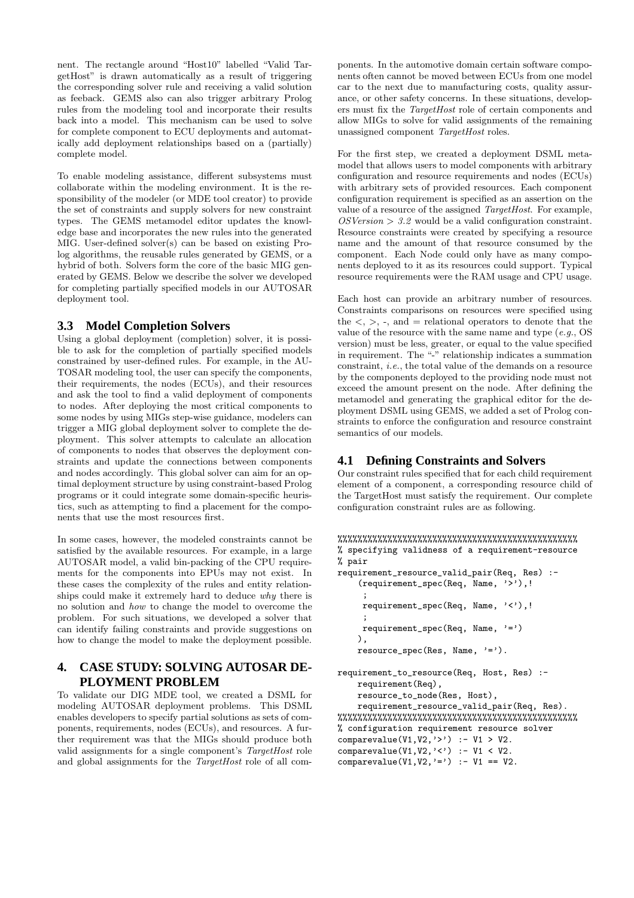nent. The rectangle around "Host10" labelled "Valid TargetHost" is drawn automatically as a result of triggering the corresponding solver rule and receiving a valid solution as feeback. GEMS also can also trigger arbitrary Prolog rules from the modeling tool and incorporate their results back into a model. This mechanism can be used to solve for complete component to ECU deployments and automatically add deployment relationships based on a (partially) complete model.

To enable modeling assistance, different subsystems must collaborate within the modeling environment. It is the responsibility of the modeler (or MDE tool creator) to provide the set of constraints and supply solvers for new constraint types. The GEMS metamodel editor updates the knowledge base and incorporates the new rules into the generated MIG. User-defined solver(s) can be based on existing Prolog algorithms, the reusable rules generated by GEMS, or a hybrid of both. Solvers form the core of the basic MIG generated by GEMS. Below we describe the solver we developed for completing partially specified models in our AUTOSAR deployment tool.

### 3.3 Model Completion Solvers

Using a global deployment (completion) solver, it is possible to ask for the completion of partially specified models constrained by user-defined rules. For example, in the AUTOSAR modeling tool, the user can specify the components, their requirements, the nodes (ECUs), and their resources and ask the tool to find a valid deployment of components to nodes. After deploying the most critical components to some nodes by using MIGs step-wise guidance, modelers can trigger a MIG global deployment solver to complete the deployment. This solver attempts to calculate an allocation of components to nodes that observes the deployment constraints and update the connections between components and nodes accordingly. This global solver can aim for an optimal deployment structure by using constraint-based Prolog programs or it could integrate some domain-specific heuristics, such as attempting to find a placement for the components that use the most resources first.

In some cases, however, the modeled constraints cannot be satisfied by the available resources. For example, in a large AUTOSAR model, a valid bin-packing of the CPU requirements for the components into EPUs may not exist. In these cases the complexity of the rules and entity relationships could make it extremely hard to deduce *why* there is no solution and *how* to change the model to overcome the problem. For such situations, we developed a solver that can identify failing constraints and provide suggestions on how to change the model to make the deployment possible.

## 4. CASE STUDY: SOLVING AUTOSAR DEPLOYMENT PROBLEM

To validate our DIG MDE tool, we created a DSML for modeling AUTOSAR deployment problems. This DSML enables developers to specify partial solutions as sets of components, requirements, nodes (ECUs), and resources. A further requirement was that the MIGs should produce both valid assignments for a single component's *TargetHost* role and global assignments for the *TargetHost* role of all components. In the automotive domain certain software components often cannot be moved between ECUs from one model car to the next due to manufacturing costs, quality assurance, or other safety concerns. In these situations, developers must fix the *TargetHost* role of certain components and allow MIGs to solve for valid assignments of the remaining unassigned component *TargetHost* roles.

For the first step, we created a deployment DSML metamodel that allows users to model components with arbitrary configuration and resource requirements and nodes (ECUs) with arbitrary sets of provided resources. Each component configuration requirement is specified as an assertion on the value of a resource of the assigned *TargetHost*. For example, *OSVersion > 3.2* would be a valid configuration constraint. Resource constraints were created by specifying a resource name and the amount of that resource consumed by the component. Each Node could only have as many components deployed to it as its resources could support. Typical resource requirements were the RAM usage and CPU usage.

Each host can provide an arbitrary number of resources. Constraints comparisons on resources were specified using the $<$, $>$, -, and $=$ relational operators to denote that the value of the resource with the same name and type (*e.g.*, OS version) must be less, greater, or equal to the value specified in requirement. The "-" relationship indicates a summation constraint, *i.e.*, the total value of the demands on a resource by the components deployed to the providing node must not exceed the amount present on the node. After defining the metamodel and generating the graphical editor for the deployment DSML using GEMS, we added a set of Prolog constraints to enforce the configuration and resource constraint semantics of our models.

### 4.1 Defining Constraints and Solvers

Our constraint rules specified that for each child requirement element of a component, a corresponding resource child of the TargetHost must satisfy the requirement. Our complete configuration constraint rules are as following.

```
%%%%%%%%%%%%%%%%%%%%%%%%%%%%%%%%%%%%%%%%%%%%%%%%%
% specifying validness of a requirement-resource
% pair
requirement_resource_valid_pair(Req, Res) :-
    (requirement_spec(Req, Name, '>'),!
     ;
     requirement_spec(Req, Name, '<'),!
     ;
     requirement_spec(Req, Name, '=')
    ),
    resource_spec(Res, Name, '=').

requirement_to_resource(Req, Host, Res) :-
    requirement(Req),
    resource_to_node(Res, Host),
    requirement_resource_valid_pair(Req, Res).
%%%%%%%%%%%%%%%%%%%%%%%%%%%%%%%%%%%%%%%%%%%%%%%%%
% configuration requirement resource solver
comparevalue(V1,V2,'>') :- V1 > V2.
comparevalue(V1,V2,'<') :- V1 < V2.
comparevalue(V1,V2,'=') :- V1 == V2.
```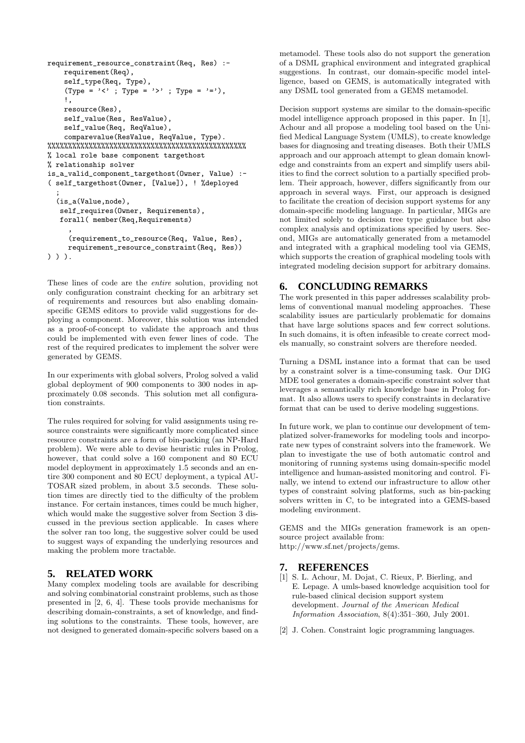```
requirement_resource_constraint(Req, Res) :-
    requirement(Req),
    self_type(Req, Type),
    (Type = '<' ; Type = '>' ; Type = '='),
    !,
    resource(Res),
    self_value(Res, ResValue),
    self_value(Req, ReqValue),
    comparevalue(ResValue, ReqValue, Type).
%%%%%%%%%%%%%%%%%%%%%%%%%%%%%%%%%%%%%%%%%%%%%%%%%%%%%
% local role base component targethost
% relationship solver
is_a_valid_component_targethost(Owner, Value) :-
( self_targethost(Owner, [Value]), ! %deployed
  ;
  (is_a(Value,node),
   self_requires(Owner, Requirements),
   forall( member(Req,Requirements)
     ,
     (requirement_to_resource(Req, Value, Res),
     requirement_resource_constraint(Req, Res))
) ) ).
```

These lines of code are the *entire* solution, providing not only configuration constraint checking for an arbitrary set of requirements and resources but also enabling domain-specific GEMS editors to provide valid suggestions for deploying a component. Moreover, this solution was intended as a proof-of-concept to validate the approach and thus could be implemented with even fewer lines of code. The rest of the required predicates to implement the solver were generated by GEMS.

In our experiments with global solvers, Prolog solved a valid global deployment of 900 components to 300 nodes in approximately 0.08 seconds. This solution met all configuration constraints.

The rules required for solving for valid assignments using resource constraints were significantly more complicated since resource constraints are a form of bin-packing (an NP-Hard problem). We were able to devise heuristic rules in Prolog, however, that could solve a 160 component and 80 ECU model deployment in approximately 1.5 seconds and an entire 300 component and 80 ECU deployment, a typical AUTOSAR sized problem, in about 3.5 seconds. These solution times are directly tied to the difficulty of the problem instance. For certain instances, times could be much higher, which would make the suggestive solver from Section 3 discussed in the previous section applicable. In cases where the solver ran too long, the suggestive solver could be used to suggest ways of expanding the underlying resources and making the problem more tractable.

## 5. RELATED WORK

Many complex modeling tools are available for describing and solving combinatorial constraint problems, such as those presented in [2, 6, 4]. These tools provide mechanisms for describing domain-constraints, a set of knowledge, and finding solutions to the constraints. These tools, however, are not designed to generated domain-specific solvers based on a metamodel. These tools also do not support the generation of a DSML graphical environment and integrated graphical suggestions. In contrast, our domain-specific model intelligence, based on GEMS, is automatically integrated with any DSML tool generated from a GEMS metamodel.

Decision support systems are similar to the domain-specific model intelligence approach proposed in this paper. In [1], Achour and all propose a modeling tool based on the Unified Medical Language System (UMLS), to create knowledge bases for diagnosing and treating diseases. Both their UMLS approach and our approach attempt to glean domain knowledge and constraints from an expert and simplify users abilities to find the correct solution to a partially specified problem. Their approach, however, differs significantly from our approach in several ways. First, our approach is designed to facilitate the creation of decision support systems for any domain-specific modeling language. In particular, MIGs are not limited solely to decision tree type guidance but also complex analysis and optimizations specified by users. Second, MIGs are automatically generated from a metamodel and integrated with a graphical modeling tool via GEMS, which supports the creation of graphical modeling tools with integrated modeling decision support for arbitrary domains.

## 6. CONCLUDING REMARKS

The work presented in this paper addresses scalability problems of conventional manual modeling approaches. These scalability issues are particularly problematic for domains that have large solutions spaces and few correct solutions. In such domains, it is often infeasible to create correct models manually, so constraint solvers are therefore needed.

Turning a DSML instance into a format that can be used by a constraint solver is a time-consuming task. Our DIG MDE tool generates a domain-specific constraint solver that leverages a semantically rich knowledge base in Prolog format. It also allows users to specify constraints in declarative format that can be used to derive modeling suggestions.

In future work, we plan to continue our development of templatized solver-frameworks for modeling tools and incorporate new types of constraint solvers into the framework. We plan to investigate the use of both automatic control and monitoring of running systems using domain-specific model intelligence and human-assisted monitoring and control. Finally, we intend to extend our infrastructure to allow other types of constraint solving platforms, such as bin-packing solvers written in C, to be integrated into a GEMS-based modeling environment.

GEMS and the MIGs generation framework is an open-source project available from:
http://www.sf.net/projects/gems.

## 7. REFERENCES

[1] S. L. Achour, M. Dojat, C. Rieux, P. Bierling, and E. Lepage. A umls-based knowledge acquisition tool for rule-based clinical decision support system development. *Journal of the American Medical Information Association*, 8(4):351–360, July 2001.

[2] J. Cohen. Constraint logic programming languages.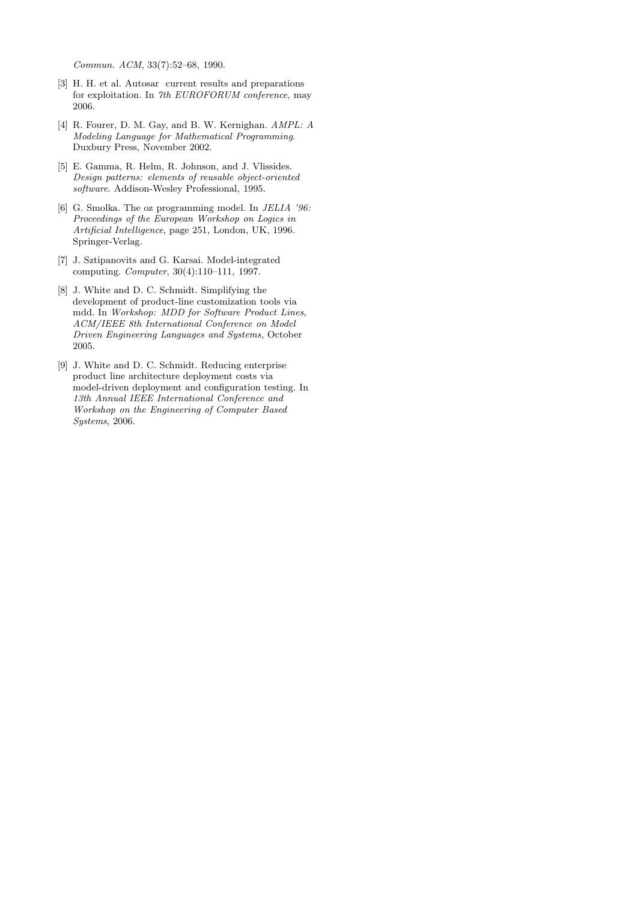*Commun. ACM*, 33(7):52–68, 1990.

[3] H. H. et al. Autosar current results and preparations for exploitation. In *7th EUROFORUM conference*, may 2006.

[4] R. Fourer, D. M. Gay, and B. W. Kernighan. *AMPL: A Modeling Language for Mathematical Programming*. Duxbury Press, November 2002.

[5] E. Gamma, R. Helm, R. Johnson, and J. Vlissides. *Design patterns: elements of reusable object-oriented software*. Addison-Wesley Professional, 1995.

[6] G. Smolka. The oz programming model. In *JELIA '96: Proceedings of the European Workshop on Logics in Artificial Intelligence*, page 251, London, UK, 1996. Springer-Verlag.

[7] J. Sztipanovits and G. Karsai. Model-integrated computing. *Computer*, 30(4):110–111, 1997.

[8] J. White and D. C. Schmidt. Simplifying the development of product-line customization tools via mdd. In *Workshop: MDD for Software Product Lines, ACM/IEEE 8th International Conference on Model Driven Engineering Languages and Systems*, October 2005.

[9] J. White and D. C. Schmidt. Reducing enterprise product line architecture deployment costs via model-driven deployment and configuration testing. In *13th Annual IEEE International Conference and Workshop on the Engineering of Computer Based Systems*, 2006.